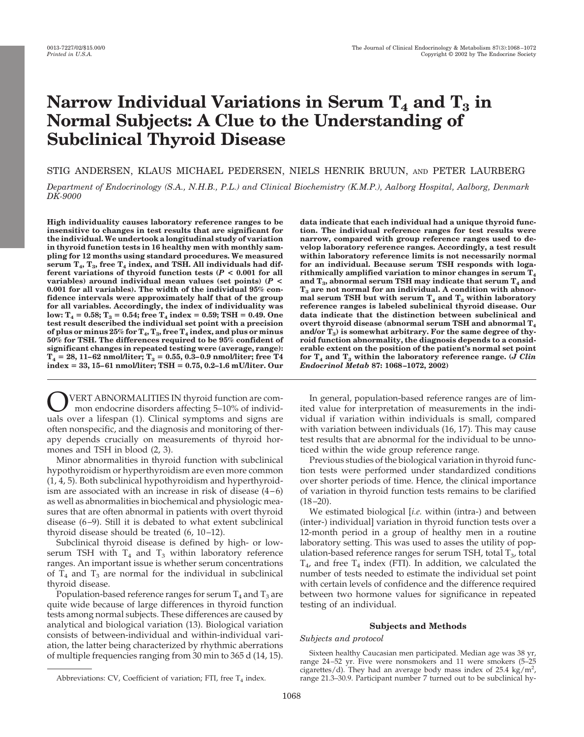# Narrow Individual Variations in Serum $T_4$ and $T_3$ in Normal Subjects: A Clue to the Understanding of Subclinical Thyroid Disease

STIG ANDERSEN, KLAUS MICHAEL PEDERSEN, NIELS HENRIK BRUUN, AND PETER LAURBERG

*Department of Endocrinology (S.A., N.H.B., P.L.) and Clinical Biochemistry (K.M.P.), Aalborg Hospital, Aalborg, Denmark DK-9000*

**High individuality causes laboratory reference ranges to be insensitive to changes in test results that are significant for the individual. We undertook a longitudinal study of variation in thyroid function tests in 16 healthy men with monthly sampling for 12 months using standard procedures. We measured serum $T_4$, $T_3$, free $T_4$ index, and TSH. All individuals had different variations of thyroid function tests ($P < 0.001$ for all variables) around individual mean values (set points) ($P < 0.001$ for all variables). The width of the individual 95% confidence intervals were approximately half that of the group for all variables. Accordingly, the index of individuality was low: $T_4$ = 0.58; $T_3$ = 0.54; free $T_4$ index = 0.59; TSH = 0.49. One test result described the individual set point with a precision of plus or minus 25% for $T_4$, $T_3$, free $T_4$ index, and plus or minus 50% for TSH. The differences required to be 95% confident of significant changes in repeated testing were (average, range): $T_4$ = 28, 11–62 nmol/liter; $T_3$ = 0.55, 0.3–0.9 nmol/liter; free T4 index = 33, 15–61 nmol/liter; TSH = 0.75, 0.2–1.6 mU/liter. Our data indicate that each individual had a unique thyroid function. The individual reference ranges for test results were narrow, compared with group reference ranges used to develop laboratory reference ranges. Accordingly, a test result within laboratory reference limits is not necessarily normal for an individual. Because serum TSH responds with logarithmically amplified variation to minor changes in serum $T_4$ and $T_3$, abnormal serum TSH may indicate that serum $T_4$ and $T_3$ are not normal for an individual. A condition with abnormal serum TSH but with serum $T_4$ and $T_3$ within laboratory reference ranges is labeled subclinical thyroid disease. Our data indicate that the distinction between subclinical and overt thyroid disease (abnormal serum TSH and abnormal $T_4$ and/or $T_3$) is somewhat arbitrary. For the same degree of thyroid function abnormality, the diagnosis depends to a considerable extent on the position of the patient's normal set point for $T_4$ and $T_3$ within the laboratory reference range. (*J Clin Endocrinol Metab* 87: 1068–1072, 2002)**

OVERT ABNORMALITIES IN thyroid function are common endocrine disorders affecting 5–10% of individuals over a lifespan (1). Clinical symptoms and signs are often nonspecific, and the diagnosis and monitoring of therapy depends crucially on measurements of thyroid hormones and TSH in blood (2, 3).

Minor abnormalities in thyroid function with subclinical hypothyroidism or hyperthyroidism are even more common (1, 4, 5). Both subclinical hypothyroidism and hyperthyroidism are associated with an increase in risk of disease (4–6) as well as abnormalities in biochemical and physiologic measures that are often abnormal in patients with overt thyroid disease (6–9). Still it is debated to what extent subclinical thyroid disease should be treated (6, 10–12).

Subclinical thyroid disease is defined by high- or low-serum TSH with $T_4$ and $T_3$ within laboratory reference ranges. An important issue is whether serum concentrations of $T_4$ and $T_3$ are normal for the individual in subclinical thyroid disease.

Population-based reference ranges for serum $T_4$ and $T_3$ are quite wide because of large differences in thyroid function tests among normal subjects. These differences are caused by analytical and biological variation (13). Biological variation consists of between-individual and within-individual variation, the latter being characterized by rhythmic aberrations of multiple frequencies ranging from 30 min to 365 d (14, 15).

In general, population-based reference ranges are of limited value for interpretation of measurements in the individual if variation within individuals is small, compared with variation between individuals (16, 17). This may cause test results that are abnormal for the individual to be unnoticed within the wide group reference range.

Previous studies of the biological variation in thyroid function tests were performed under standardized conditions over shorter periods of time. Hence, the clinical importance of variation in thyroid function tests remains to be clarified (18–20).

We estimated biological [*i.e.* within (intra-) and between (inter-) individual] variation in thyroid function tests over a 12-month period in a group of healthy men in a routine laboratory setting. This was used to asses the utility of population-based reference ranges for serum TSH, total $T_3$, total $T_4$, and free $T_4$ index (FTI). In addition, we calculated the number of tests needed to estimate the individual set point with certain levels of confidence and the difference required between two hormone values for significance in repeated testing of an individual.

## Subjects and Methods

### *Subjects and protocol*

Sixteen healthy Caucasian men participated. Median age was 38 yr, range 24–52 yr. Five were nonsmokers and 11 were smokers (5–25 cigarettes/d). They had an average body mass index of 25.4 kg/m$^2$, range 21.3–30.9. Participant number 7 turned out to be subclinical hy-

Abbreviations: CV, Coefficient of variation; FTI, free $T_4$ index.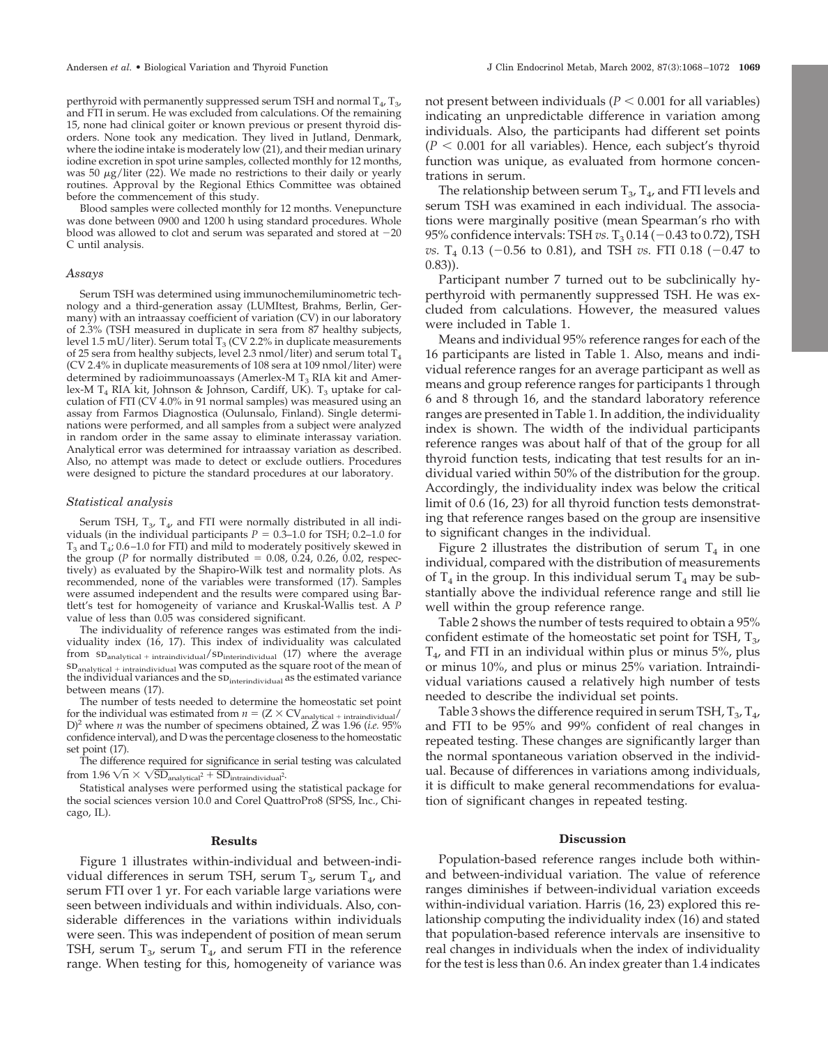perthyroid with permanently suppressed serum TSH and normal $T_4$, $T_3$, and FTI in serum. He was excluded from calculations. Of the remaining 15, none had clinical goiter or known previous or present thyroid disorders. None took any medication. They lived in Jutland, Denmark, where the iodine intake is moderately low (21), and their median urinary iodine excretion in spot urine samples, collected monthly for 12 months, was 50 μg/liter (22). We made no restrictions to their daily or yearly routines. Approval by the Regional Ethics Committee was obtained before the commencement of this study.

Blood samples were collected monthly for 12 months. Venepuncture was done between 0900 and 1200 h using standard procedures. Whole blood was allowed to clot and serum was separated and stored at −20 C until analysis.

### *Assays*

Serum TSH was determined using immunochemiluminometric technology and a third-generation assay (LUMItest, Brahms, Berlin, Germany) with an intraassay coefficient of variation (CV) in our laboratory of 2.3% (TSH measured in duplicate in sera from 87 healthy subjects, level 1.5 mU/liter). Serum total $T_3$ (CV 2.2% in duplicate measurements of 25 sera from healthy subjects, level 2.3 nmol/liter) and serum total $T_4$ (CV 2.4% in duplicate measurements of 108 sera at 109 nmol/liter) were determined by radioimmunoassays (Amerlex-M $T_3$ RIA kit and Amerlex-M $T_4$ RIA kit, Johnson & Johnson, Cardiff, UK). $T_3$ uptake for calculation of FTI (CV 4.0% in 91 normal samples) was measured using an assay from Farmos Diagnostica (Oulunsalo, Finland). Single determinations were performed, and all samples from a subject were analyzed in random order in the same assay to eliminate interassay variation. Analytical error was determined for intraassay variation as described. Also, no attempt was made to detect or exclude outliers. Procedures were designed to picture the standard procedures at our laboratory.

### *Statistical analysis*

Serum TSH, $T_3$, $T_4$, and FTI were normally distributed in all individuals (in the individual participants $P = 0.3$–1.0 for TSH; 0.2–1.0 for $T_3$ and $T_4$; 0.6–1.0 for FTI) and mild to moderately positively skewed in the group ($P$ for normally distributed = 0.08, 0.24, 0.26, 0.02, respectively) as evaluated by the Shapiro-Wilk test and normality plots. As recommended, none of the variables were transformed (17). Samples were assumed independent and the results were compared using Bartlett's test for homogeneity of variance and Kruskal-Wallis test. A $P$ value of less than 0.05 was considered significant.

The individuality of reference ranges was estimated from the individuality index (16, 17). This index of individuality was calculated from $SD_{analytical + intraindividual}/SD_{interindividual}$ (17) where the average $SD_{analytical + intraindividual}$ was computed as the square root of the mean of the individual variances and the $SD_{interindividual}$ as the estimated variance between means (17).

The number of tests needed to determine the homeostatic set point for the individual was estimated from $n = (Z \times CV_{analytical + intraindividual}/D)^2$ where $n$ was the number of specimens obtained, Z was 1.96 (*i.e.* 95% confidence interval), and D was the percentage closeness to the homeostatic set point (17).

The difference required for significance in serial testing was calculated from $1.96 \sqrt{n} \times \sqrt{SD_{analytical}^2 + SD_{intraindividual}^2}$.

Statistical analyses were performed using the statistical package for the social sciences version 10.0 and Corel QuattroPro8 (SPSS, Inc., Chicago, IL).

## Results

Figure 1 illustrates within-individual and between-individual differences in serum TSH, serum $T_3$, serum $T_4$, and serum FTI over 1 yr. For each variable large variations were seen between individuals and within individuals. Also, considerable differences in the variations within individuals were seen. This was independent of position of mean serum TSH, serum $T_3$, serum $T_4$, and serum FTI in the reference range. When testing for this, homogeneity of variance was not present between individuals ($P < 0.001$ for all variables) indicating an unpredictable difference in variation among individuals. Also, the participants had different set points ($P < 0.001$ for all variables). Hence, each subject's thyroid function was unique, as evaluated from hormone concentrations in serum.

The relationship between serum $T_3$, $T_4$, and FTI levels and serum TSH was examined in each individual. The associations were marginally positive (mean Spearman's rho with 95% confidence intervals: TSH *vs.* $T_3$ 0.14 (−0.43 to 0.72), TSH *vs.* $T_4$ 0.13 (−0.56 to 0.81), and TSH *vs.* FTI 0.18 (−0.47 to 0.83)).

Participant number 7 turned out to be subclinically hyperthyroid with permanently suppressed TSH. He was excluded from calculations. However, the measured values were included in Table 1.

Means and individual 95% reference ranges for each of the 16 participants are listed in Table 1. Also, means and individual reference ranges for an average participant as well as means and group reference ranges for participants 1 through 6 and 8 through 16, and the standard laboratory reference ranges are presented in Table 1. In addition, the individuality index is shown. The width of the individual participants reference ranges was about half of that of the group for all thyroid function tests, indicating that test results for an individual varied within 50% of the distribution for the group. Accordingly, the individuality index was below the critical limit of 0.6 (16, 23) for all thyroid function tests demonstrating that reference ranges based on the group are insensitive to significant changes in the individual.

Figure 2 illustrates the distribution of serum $T_4$ in one individual, compared with the distribution of measurements of $T_4$ in the group. In this individual serum $T_4$ may be substantially above the individual reference range and still lie well within the group reference range.

Table 2 shows the number of tests required to obtain a 95% confident estimate of the homeostatic set point for TSH, $T_3$, $T_4$, and FTI in an individual within plus or minus 5%, plus or minus 10%, and plus or minus 25% variation. Intraindividual variations caused a relatively high number of tests needed to describe the individual set points.

Table 3 shows the difference required in serum TSH, $T_3$, $T_4$, and FTI to be 95% and 99% confident of real changes in repeated testing. These changes are significantly larger than the normal spontaneous variation observed in the individual. Because of differences in variations among individuals, it is difficult to make general recommendations for evaluation of significant changes in repeated testing.

## Discussion

Population-based reference ranges include both within- and between-individual variation. The value of reference ranges diminishes if between-individual variation exceeds within-individual variation. Harris (16, 23) explored this relationship computing the individuality index (16) and stated that population-based reference intervals are insensitive to real changes in individuals when the index of individuality for the test is less than 0.6. An index greater than 1.4 indicates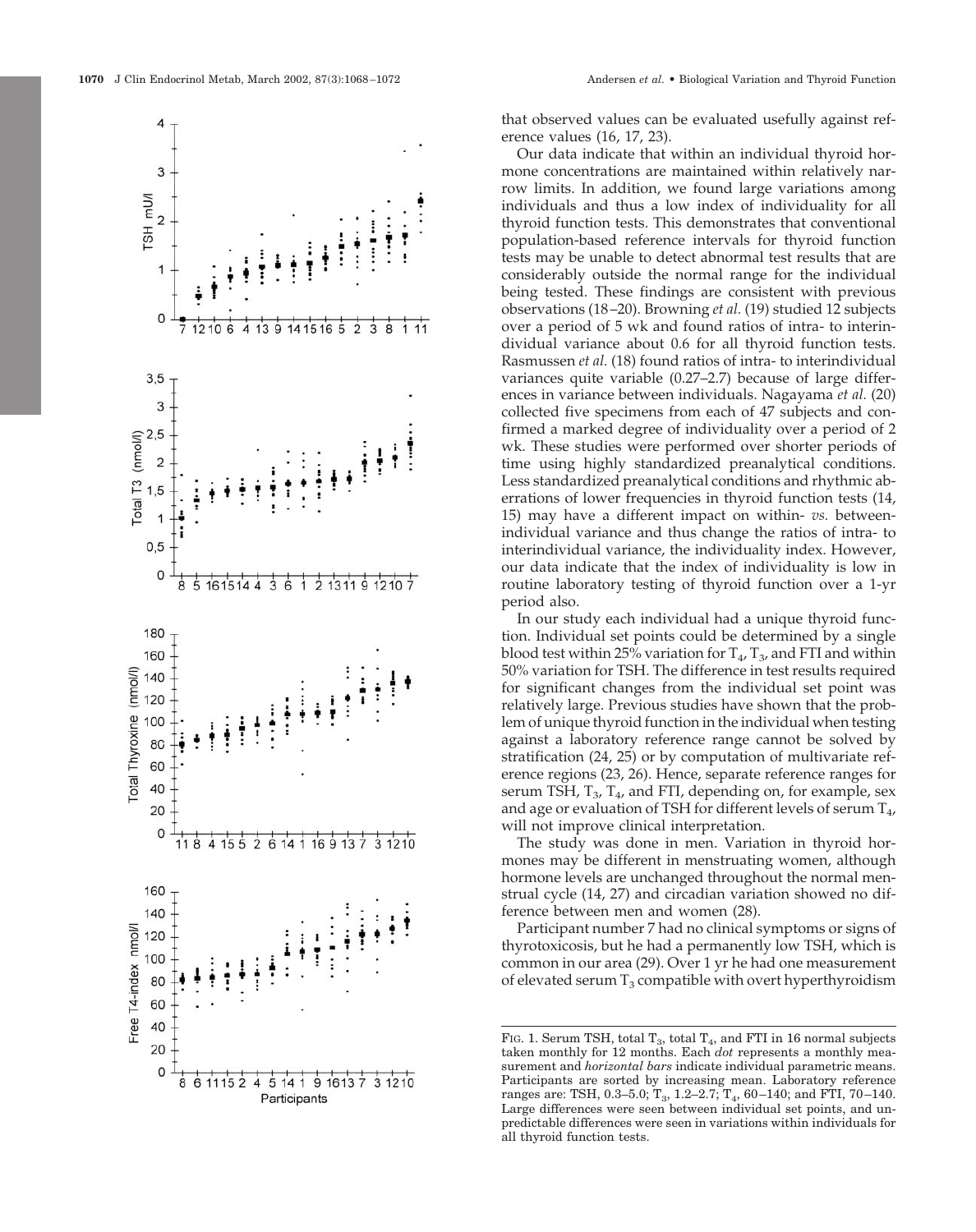that observed values can be evaluated usefully against reference values (16, 17, 23).

Our data indicate that within an individual thyroid hormone concentrations are maintained within relatively narrow limits. In addition, we found large variations among individuals and thus a low index of individuality for all thyroid function tests. This demonstrates that conventional population-based reference intervals for thyroid function tests may be unable to detect abnormal test results that are considerably outside the normal range for the individual being tested. These findings are consistent with previous observations (18–20). Browning *et al.* (19) studied 12 subjects over a period of 5 wk and found ratios of intra- to interindividual variance about 0.6 for all thyroid function tests. Rasmussen *et al.* (18) found ratios of intra- to interindividual variances quite variable (0.27–2.7) because of large differences in variance between individuals. Nagayama *et al.* (20) collected five specimens from each of 47 subjects and confirmed a marked degree of individuality over a period of 2 wk. These studies were performed over shorter periods of time using highly standardized preanalytical conditions. Less standardized preanalytical conditions and rhythmic aberrations of lower frequencies in thyroid function tests (14, 15) may have a different impact on within- *vs.* between-individual variance and thus change the ratios of intra- to interindividual variance, the individuality index. However, our data indicate that the index of individuality is low in routine laboratory testing of thyroid function over a 1-yr period also.

In our study each individual had a unique thyroid function. Individual set points could be determined by a single blood test within 25% variation for $T_4$, $T_3$, and FTI and within 50% variation for TSH. The difference in test results required for significant changes from the individual set point was relatively large. Previous studies have shown that the problem of unique thyroid function in the individual when testing against a laboratory reference range cannot be solved by stratification (24, 25) or by computation of multivariate reference regions (23, 26). Hence, separate reference ranges for serum TSH, $T_3$, $T_4$, and FTI, depending on, for example, sex and age or evaluation of TSH for different levels of serum $T_4$, will not improve clinical interpretation.

The study was done in men. Variation in thyroid hormones may be different in menstruating women, although hormone levels are unchanged throughout the normal menstrual cycle (14, 27) and circadian variation showed no difference between men and women (28).

Participant number 7 had no clinical symptoms or signs of thyrotoxicosis, but he had a permanently low TSH, which is common in our area (29). Over 1 yr he had one measurement of elevated serum $T_3$ compatible with overt hyperthyroidism

FIG. 1. Serum TSH, total $T_3$, total $T_4$, and FTI in 16 normal subjects taken monthly for 12 months. Each *dot* represents a monthly measurement and *horizontal bars* indicate individual parametric means. Participants are sorted by increasing mean. Laboratory reference ranges are: TSH, 0.3–5.0; $T_3$, 1.2–2.7; $T_4$, 60–140; and FTI, 70–140. Large differences were seen between individual set points, and unpredictable differences were seen in variations within individuals for all thyroid function tests.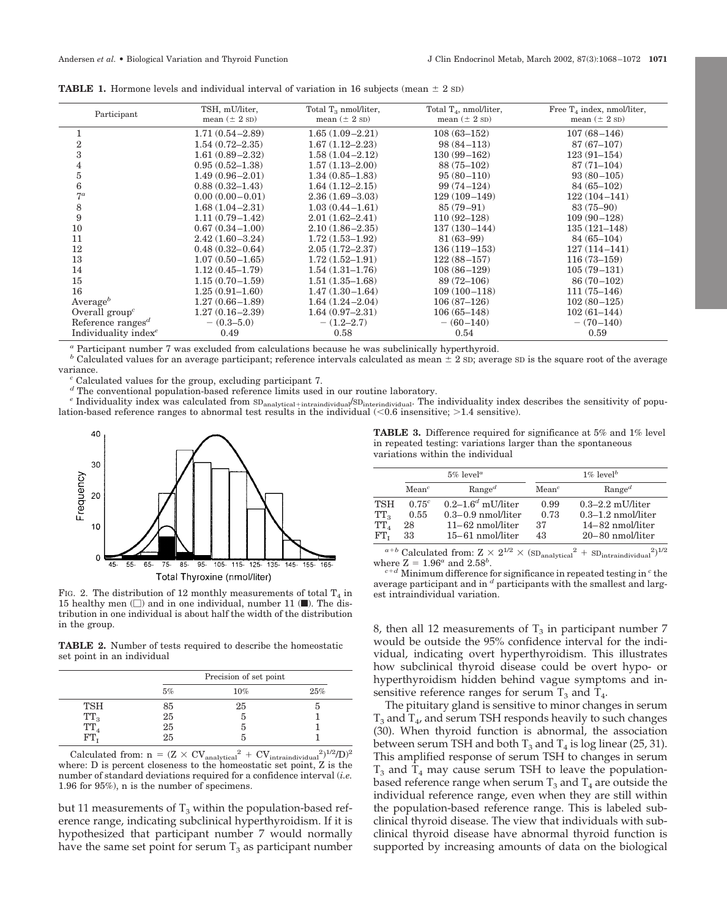**TABLE 1.** Hormone levels and individual interval of variation in 16 subjects (mean ± 2 SD)

| Participant | TSH, mU/liter, mean (± 2 SD) | Total $T_3$ nmol/liter, mean (± 2 SD) | Total $T_4$, nmol/liter, mean (± 2 SD) | Free $T_4$ index, nmol/liter, mean (± 2 SD) |
|---|---|---|---|---|
| 1 | 1.71 (0.54–2.89) | 1.65 (1.09–2.21) | 108 (63–152) | 107 (68–146) |
| 2 | 1.54 (0.72–2.35) | 1.67 (1.12–2.23) | 98 (84–113) | 87 (67–107) |
| 3 | 1.61 (0.89–2.32) | 1.58 (1.04–2.12) | 130 (99–162) | 123 (91–154) |
| 4 | 0.95 (0.52–1.38) | 1.57 (1.13–2.00) | 88 (75–102) | 87 (71–104) |
| 5 | 1.49 (0.96–2.01) | 1.34 (0.85–1.83) | 95 (80–110) | 93 (80–105) |
| 6 | 0.88 (0.32–1.43) | 1.64 (1.12–2.15) | 99 (74–124) | 84 (65–102) |
| 7[a] | 0.00 (0.00–0.01) | 2.36 (1.69–3.03) | 129 (109–149) | 122 (104–141) |
| 8 | 1.68 (1.04–2.31) | 1.03 (0.44–1.61) | 85 (79–91) | 83 (75–90) |
| 9 | 1.11 (0.79–1.42) | 2.01 (1.62–2.41) | 110 (92–128) | 109 (90–128) |
| 10 | 0.67 (0.34–1.00) | 2.10 (1.86–2.35) | 137 (130–144) | 135 (121–148) |
| 11 | 2.42 (1.60–3.24) | 1.72 (1.53–1.92) | 81 (63–99) | 84 (65–104) |
| 12 | 0.48 (0.32–0.64) | 2.05 (1.72–2.37) | 136 (119–153) | 127 (114–141) |
| 13 | 1.07 (0.50–1.65) | 1.72 (1.52–1.91) | 122 (88–157) | 116 (73–159) |
| 14 | 1.12 (0.45–1.79) | 1.54 (1.31–1.76) | 108 (86–129) | 105 (79–131) |
| 15 | 1.15 (0.70–1.59) | 1.51 (1.35–1.68) | 89 (72–106) | 86 (70–102) |
| 16 | 1.25 (0.91–1.60) | 1.47 (1.30–1.64) | 109 (100–118) | 111 (75–146) |
| Average[b] | 1.27 (0.66–1.89) | 1.64 (1.24–2.04) | 106 (87–126) | 102 (80–125) |
| Overall group[c] | 1.27 (0.16–2.39) | 1.64 (0.97–2.31) | 106 (65–148) | 102 (61–144) |
| Reference ranges[d] | – (0.3–5.0) | – (1.2–2.7) | – (60–140) | – (70–140) |
| Individuality index[e] | 0.49 | 0.58 | 0.54 | 0.59 |

[a] Participant number 7 was excluded from calculations because he was subclinically hyperthyroid.
[b] Calculated values for an average participant; reference intervals calculated as mean ± 2 SD; average SD is the square root of the average variance.
[c] Calculated values for the group, excluding participant 7.
[d] The conventional population-based reference limits used in our routine laboratory.
[e] Individuality index was calculated from $SD_{analytical+intraindividual}/SD_{interindividual}$. The individuality index describes the sensitivity of population-based reference ranges to abnormal test results in the individual (<0.6 insensitive; >1.4 sensitive).

FIG. 2. The distribution of 12 monthly measurements of total $T_4$ in 15 healthy men (□) and in one individual, number 11 (■). The distribution in one individual is about half the width of the distribution in the group.

**TABLE 2.** Number of tests required to describe the homeostatic set point in an individual

| | Precision of set point | | |
|---|---|---|---|
| | 5% | 10% | 25% |
| TSH | 85 | 25 | 5 |
| $TT_3$ | 25 | 5 | 1 |
| $TT_4$ | 25 | 5 | 1 |
| $FT_I$ | 25 | 5 | 1 |

Calculated from: $n = (Z \times CV_{analytical}{}^2 + CV_{intraindividual}{}^2)^{1/2}/D)^2$ where: D is percent closeness to the homeostatic set point, Z is the number of standard deviations required for a confidence interval (*i.e.* 1.96 for 95%), n is the number of specimens.

**TABLE 3.** Difference required for significance at 5% and 1% level in repeated testing: variations larger than the spontaneous variations within the individual

| | 5% level[a] | | 1% level[b] | |
|---|---|---|---|---|
| | Mean[c] | Range[d] | Mean[c] | Range[d] |
| TSH | 0.75[c] | 0.2–1.6[d] mU/liter | 0.99 | 0.3–2.2 mU/liter |
| $TT_3$ | 0.55 | 0.3–0.9 nmol/liter | 0.73 | 0.3–1.2 nmol/liter |
| $TT_4$ | 28 | 11–62 nmol/liter | 37 | 14–82 nmol/liter |
| $FT_I$ | 33 | 15–61 nmol/liter | 43 | 20–80 nmol/liter |

[a+b] Calculated from: $Z \times 2^{1/2} \times (SD_{analytical}{}^2 + SD_{intraindividual}{}^2)^{1/2}$ where $Z = 1.96^a$ and $2.58^b$.
[c+d] Minimum difference for significance in repeated testing in [c] the average participant and in [d] participants with the smallest and largest intraindividual variation.

but 11 measurements of $T_3$ within the population-based reference range, indicating subclinical hyperthyroidism. If it is hypothesized that participant number 7 would normally have the same set point for serum $T_3$ as participant number 8, then all 12 measurements of $T_3$ in participant number 7 would be outside the 95% confidence interval for the individual, indicating overt hyperthyroidism. This illustrates how subclinical thyroid disease could be overt hypo- or hyperthyroidism hidden behind vague symptoms and insensitive reference ranges for serum $T_3$ and $T_4$.

The pituitary gland is sensitive to minor changes in serum $T_3$ and $T_4$, and serum TSH responds heavily to such changes (30). When thyroid function is abnormal, the association between serum TSH and both $T_3$ and $T_4$ is log linear (25, 31). This amplified response of serum TSH to changes in serum $T_3$ and $T_4$ may cause serum TSH to leave the population-based reference range when serum $T_3$ and $T_4$ are outside the individual reference range, even when they are still within the population-based reference range. This is labeled subclinical thyroid disease. The view that individuals with subclinical thyroid disease have abnormal thyroid function is supported by increasing amounts of data on the biological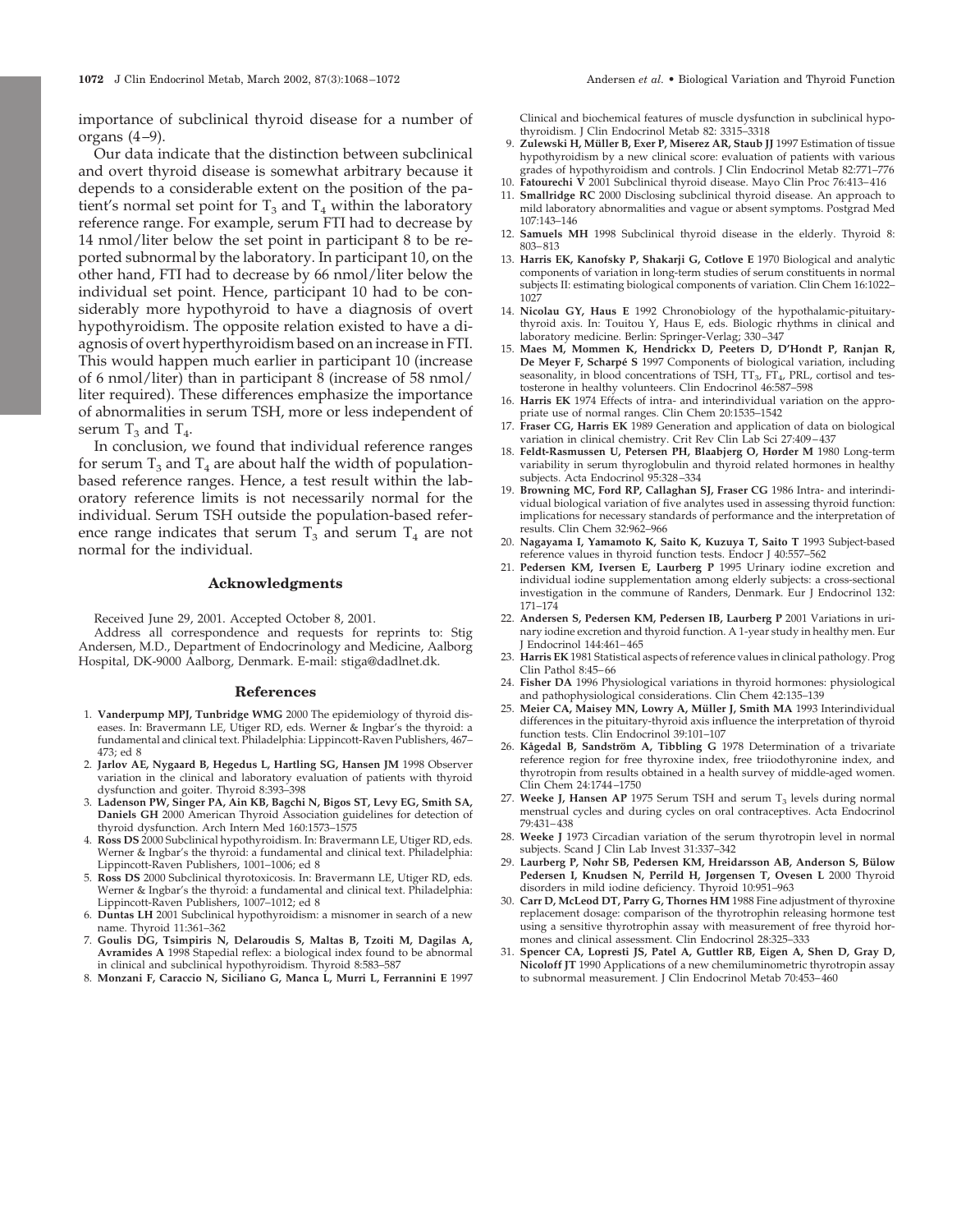importance of subclinical thyroid disease for a number of organs (4–9).

Our data indicate that the distinction between subclinical and overt thyroid disease is somewhat arbitrary because it depends to a considerable extent on the position of the patient's normal set point for $T_3$ and $T_4$ within the laboratory reference range. For example, serum FTI had to decrease by 14 nmol/liter below the set point in participant 8 to be reported subnormal by the laboratory. In participant 10, on the other hand, FTI had to decrease by 66 nmol/liter below the individual set point. Hence, participant 10 had to be considerably more hypothyroid to have a diagnosis of overt hypothyroidism. The opposite relation existed to have a diagnosis of overt hyperthyroidism based on an increase in FTI. This would happen much earlier in participant 10 (increase of 6 nmol/liter) than in participant 8 (increase of 58 nmol/liter required). These differences emphasize the importance of abnormalities in serum TSH, more or less independent of serum $T_3$ and $T_4$.

In conclusion, we found that individual reference ranges for serum $T_3$ and $T_4$ are about half the width of population-based reference ranges. Hence, a test result within the laboratory reference limits is not necessarily normal for the individual. Serum TSH outside the population-based reference range indicates that serum $T_3$ and serum $T_4$ are not normal for the individual.

## Acknowledgments

Received June 29, 2001. Accepted October 8, 2001.

Address all correspondence and requests for reprints to: Stig Andersen, M.D., Department of Endocrinology and Medicine, Aalborg Hospital, DK-9000 Aalborg, Denmark. E-mail: stiga@dadlnet.dk.

## References

1. **Vanderpump MPJ, Tunbridge WMG** 2000 The epidemiology of thyroid diseases. In: Bravermann LE, Utiger RD, eds. Werner & Ingbar's the thyroid: a fundamental and clinical text. Philadelphia: Lippincott-Raven Publishers, 467–473; ed 8
2. **Jarlov AE, Nygaard B, Hegedus L, Hartling SG, Hansen JM** 1998 Observer variation in the clinical and laboratory evaluation of patients with thyroid dysfunction and goiter. Thyroid 8:393–398
3. **Ladenson PW, Singer PA, Ain KB, Bagchi N, Bigos ST, Levy EG, Smith SA, Daniels GH** 2000 American Thyroid Association guidelines for detection of thyroid dysfunction. Arch Intern Med 160:1573–1575
4. **Ross DS** 2000 Subclinical hypothyroidism. In: Bravermann LE, Utiger RD, eds. Werner & Ingbar's the thyroid: a fundamental and clinical text. Philadelphia: Lippincott-Raven Publishers, 1001–1006; ed 8
5. **Ross DS** 2000 Subclinical thyrotoxicosis. In: Bravermann LE, Utiger RD, eds. Werner & Ingbar's the thyroid: a fundamental and clinical text. Philadelphia: Lippincott-Raven Publishers, 1007–1012; ed 8
6. **Duntas LH** 2001 Subclinical hypothyroidism: a misnomer in search of a new name. Thyroid 11:361–362
7. **Goulis DG, Tsimpiris N, Delaroudis S, Maltas B, Tzoiti M, Dagilas A, Avramides A** 1998 Stapedial reflex: a biological index found to be abnormal in clinical and subclinical hypothyroidism. Thyroid 8:583–587
8. **Monzani F, Caraccio N, Siciliano G, Manca L, Murri L, Ferrannini E** 1997 Clinical and biochemical features of muscle dysfunction in subclinical hypothyroidism. J Clin Endocrinol Metab 82: 3315–3318
9. **Zulewski H, Müller B, Exer P, Miserez AR, Staub JJ** 1997 Estimation of tissue hypothyroidism by a new clinical score: evaluation of patients with various grades of hypothyroidism and controls. J Clin Endocrinol Metab 82:771–776
10. **Fatourechi V** 2001 Subclinical thyroid disease. Mayo Clin Proc 76:413–416
11. **Smallridge RC** 2000 Disclosing subclinical thyroid disease. An approach to mild laboratory abnormalities and vague or absent symptoms. Postgrad Med 107:143–146
12. **Samuels MH** 1998 Subclinical thyroid disease in the elderly. Thyroid 8: 803–813
13. **Harris EK, Kanofsky P, Shakarji G, Cotlove E** 1970 Biological and analytic components of variation in long-term studies of serum constituents in normal subjects II: estimating biological components of variation. Clin Chem 16:1022–1027
14. **Nicolau GY, Haus E** 1992 Chronobiology of the hypothalamic-pituitary-thyroid axis. In: Touitou Y, Haus E, eds. Biologic rhythms in clinical and laboratory medicine. Berlin: Springer-Verlag; 330–347
15. **Maes M, Mommen K, Hendrickx D, Peeters D, D'Hondt P, Ranjan R, De Meyer F, Scharpé S** 1997 Components of biological variation, including seasonality, in blood concentrations of TSH, $TT_3$, $FT_4$, PRL, cortisol and testosterone in healthy volunteers. Clin Endocrinol 46:587–598
16. **Harris EK** 1974 Effects of intra- and interindividual variation on the appropriate use of normal ranges. Clin Chem 20:1535–1542
17. **Fraser CG, Harris EK** 1989 Generation and application of data on biological variation in clinical chemistry. Crit Rev Clin Lab Sci 27:409–437
18. **Feldt-Rasmussen U, Petersen PH, Blaabjerg O, Hørder M** 1980 Long-term variability in serum thyroglobulin and thyroid related hormones in healthy subjects. Acta Endocrinol 95:328–334
19. **Browning MC, Ford RP, Callaghan SJ, Fraser CG** 1986 Intra- and interindividual biological variation of five analytes used in assessing thyroid function: implications for necessary standards of performance and the interpretation of results. Clin Chem 32:962–966
20. **Nagayama I, Yamamoto K, Saito K, Kuzuya T, Saito T** 1993 Subject-based reference values in thyroid function tests. Endocr J 40:557–562
21. **Pedersen KM, Iversen E, Laurberg P** 1995 Urinary iodine excretion and individual iodine supplementation among elderly subjects: a cross-sectional investigation in the commune of Randers, Denmark. Eur J Endocrinol 132: 171–174
22. **Andersen S, Pedersen KM, Pedersen IB, Laurberg P** 2001 Variations in urinary iodine excretion and thyroid function. A 1-year study in healthy men. Eur J Endocrinol 144:461–465
23. **Harris EK** 1981 Statistical aspects of reference values in clinical pathology. Prog Clin Pathol 8:45–66
24. **Fisher DA** 1996 Physiological variations in thyroid hormones: physiological and pathophysiological considerations. Clin Chem 42:135–139
25. **Meier CA, Maisey MN, Lowry A, Müller J, Smith MA** 1993 Interindividual differences in the pituitary-thyroid axis influence the interpretation of thyroid function tests. Clin Endocrinol 39:101–107
26. **Kågedal B, Sandström A, Tibbling G** 1978 Determination of a trivariate reference region for free thyroxine index, free triiodothyronine index, and thyrotropin from results obtained in a health survey of middle-aged women. Clin Chem 24:1744–1750
27. **Weeke J, Hansen AP** 1975 Serum TSH and serum $T_3$ levels during normal menstrual cycles and during cycles on oral contraceptives. Acta Endocrinol 79:431–438
28. **Weeke J** 1973 Circadian variation of the serum thyrotropin level in normal subjects. Scand J Clin Lab Invest 31:337–342
29. **Laurberg P, Nøhr SB, Pedersen KM, Hreidarsson AB, Anderson S, Bülow Pedersen I, Knudsen N, Perrild H, Jørgensen T, Ovesen L** 2000 Thyroid disorders in mild iodine deficiency. Thyroid 10:951–963
30. **Carr D, McLeod DT, Parry G, Thornes HM** 1988 Fine adjustment of thyroxine replacement dosage: comparison of the thyrotrophin releasing hormone test using a sensitive thyrotrophin assay with measurement of free thyroid hormones and clinical assessment. Clin Endocrinol 28:325–333
31. **Spencer CA, Lopresti JS, Patel A, Guttler RB, Eigen A, Shen D, Gray D, Nicoloff JT** 1990 Applications of a new chemiluminometric thyrotropin assay to subnormal measurement. J Clin Endocrinol Metab 70:453–460